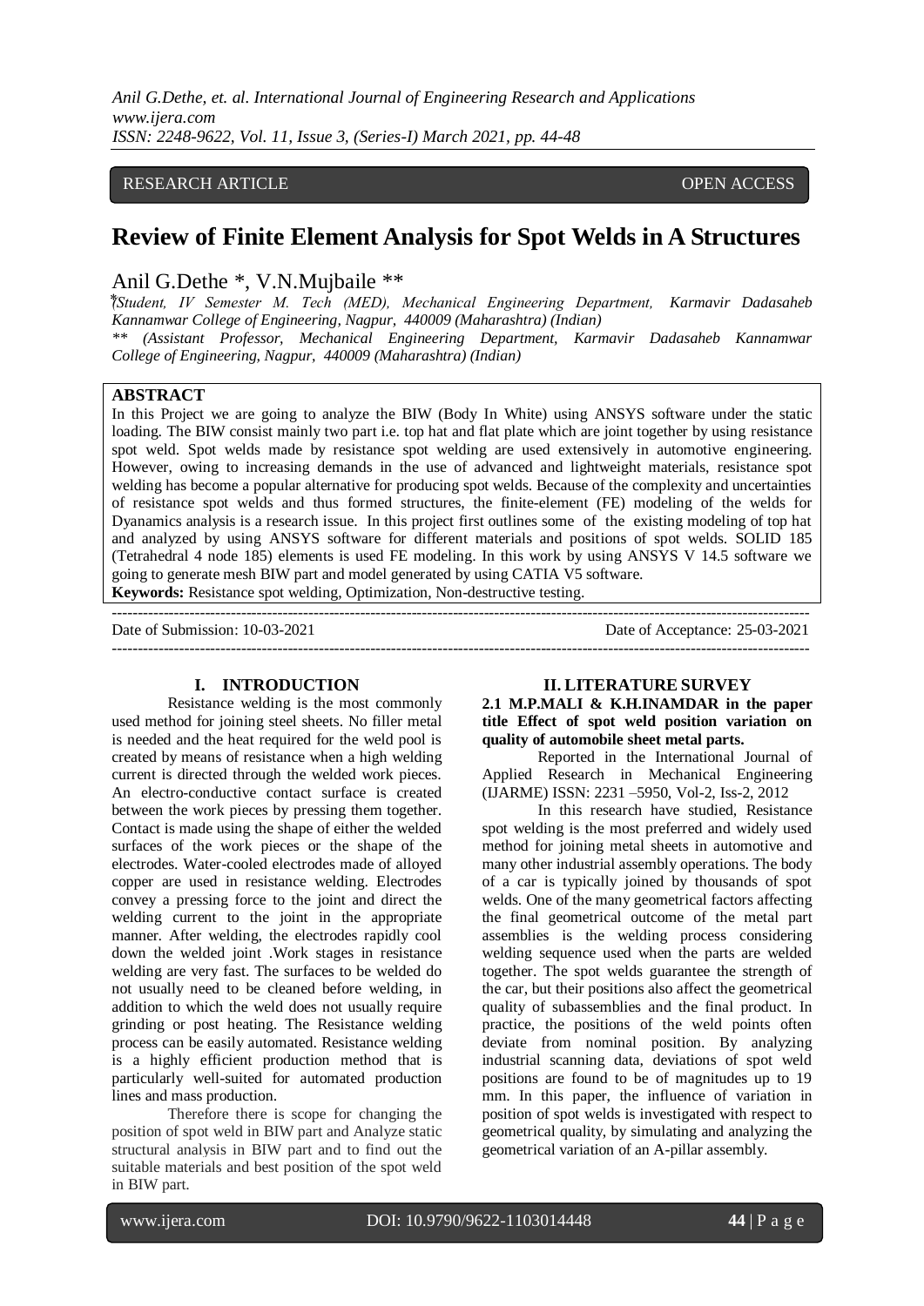RESEARCH ARTICLE OPEN ACCESS

# Review of Finite Element Analysis for Spot Welds in A Structures

Anil G.Dethe *, V.N.Mujbaile **

*(Student, IV Semester M. Tech (MED), Mechanical Engineering Department, Karmavir Dadasaheb Kannamwar College of Engineering, Nagpur, 440009 (Maharashtra) (Indian)

** (Assistant Professor, Mechanical Engineering Department, Karmavir Dadasaheb Kannamwar College of Engineering, Nagpur, 440009 (Maharashtra) (Indian)

## ABSTRACT

In this Project we are going to analyze the BIW (Body In White) using ANSYS software under the static loading. The BIW consist mainly two part i.e. top hat and flat plate which are joint together by using resistance spot weld. Spot welds made by resistance spot welding are used extensively in automotive engineering. However, owing to increasing demands in the use of advanced and lightweight materials, resistance spot welding has become a popular alternative for producing spot welds. Because of the complexity and uncertainties of resistance spot welds and thus formed structures, the finite-element (FE) modeling of the welds for Dyanamics analysis is a research issue. In this project first outlines some of the existing modeling of top hat and analyzed by using ANSYS software for different materials and positions of spot welds. SOLID 185 (Tetrahedral 4 node 185) elements is used FE modeling. In this work by using ANSYS V 14.5 software we going to generate mesh BIW part and model generated by using CATIA V5 software.

**Keywords:** Resistance spot welding, Optimization, Non-destructive testing.

---

Date of Submission: 10-03-2021 Date of Acceptance: 25-03-2021

---

## I. INTRODUCTION

Resistance welding is the most commonly used method for joining steel sheets. No filler metal is needed and the heat required for the weld pool is created by means of resistance when a high welding current is directed through the welded work pieces. An electro-conductive contact surface is created between the work pieces by pressing them together. Contact is made using the shape of either the welded surfaces of the work pieces or the shape of the electrodes. Water-cooled electrodes made of alloyed copper are used in resistance welding. Electrodes convey a pressing force to the joint and direct the welding current to the joint in the appropriate manner. After welding, the electrodes rapidly cool down the welded joint .Work stages in resistance welding are very fast. The surfaces to be welded do not usually need to be cleaned before welding, in addition to which the weld does not usually require grinding or post heating. The Resistance welding process can be easily automated. Resistance welding is a highly efficient production method that is particularly well-suited for automated production lines and mass production.

Therefore there is scope for changing the position of spot weld in BIW part and Analyze static structural analysis in BIW part and to find out the suitable materials and best position of the spot weld in BIW part.

## II. LITERATURE SURVEY

### 2.1 M.P.MALI & K.H.INAMDAR in the paper title Effect of spot weld position variation on quality of automobile sheet metal parts.

Reported in the International Journal of Applied Research in Mechanical Engineering (IJARME) ISSN: 2231 –5950, Vol-2, Iss-2, 2012

In this research have studied, Resistance spot welding is the most preferred and widely used method for joining metal sheets in automotive and many other industrial assembly operations. The body of a car is typically joined by thousands of spot welds. One of the many geometrical factors affecting the final geometrical outcome of the metal part assemblies is the welding process considering welding sequence used when the parts are welded together. The spot welds guarantee the strength of the car, but their positions also affect the geometrical quality of subassemblies and the final product. In practice, the positions of the weld points often deviate from nominal position. By analyzing industrial scanning data, deviations of spot weld positions are found to be of magnitudes up to 19 mm. In this paper, the influence of variation in position of spot welds is investigated with respect to geometrical quality, by simulating and analyzing the geometrical variation of an A-pillar assembly.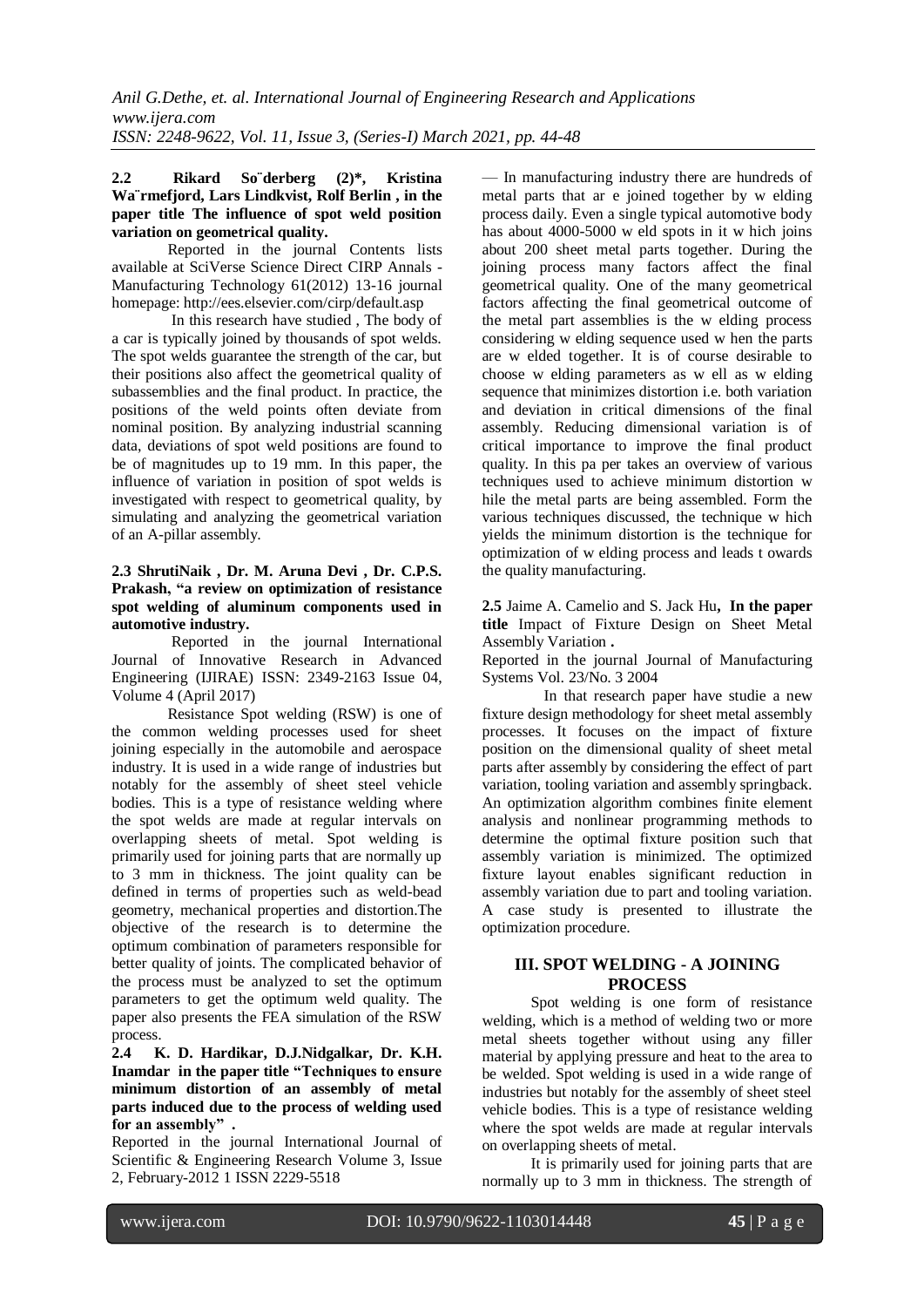**2.2 Rikard So¨derberg (2)\*, Kristina Wa¨rmefjord, Lars Lindkvist, Rolf Berlin , in the paper title The influence of spot weld position variation on geometrical quality.**

Reported in the journal Contents lists available at SciVerse Science Direct CIRP Annals - Manufacturing Technology 61(2012) 13-16 journal homepage: http://ees.elsevier.com/cirp/default.asp

In this research have studied , The body of a car is typically joined by thousands of spot welds. The spot welds guarantee the strength of the car, but their positions also affect the geometrical quality of subassemblies and the final product. In practice, the positions of the weld points often deviate from nominal position. By analyzing industrial scanning data, deviations of spot weld positions are found to be of magnitudes up to 19 mm. In this paper, the influence of variation in position of spot welds is investigated with respect to geometrical quality, by simulating and analyzing the geometrical variation of an A-pillar assembly.

**2.3 ShrutiNaik , Dr. M. Aruna Devi , Dr. C.P.S. Prakash, "a review on optimization of resistance spot welding of aluminum components used in automotive industry.**

Reported in the journal International Journal of Innovative Research in Advanced Engineering (IJIRAE) ISSN: 2349-2163 Issue 04, Volume 4 (April 2017)

Resistance Spot welding (RSW) is one of the common welding processes used for sheet joining especially in the automobile and aerospace industry. It is used in a wide range of industries but notably for the assembly of sheet steel vehicle bodies. This is a type of resistance welding where the spot welds are made at regular intervals on overlapping sheets of metal. Spot welding is primarily used for joining parts that are normally up to 3 mm in thickness. The joint quality can be defined in terms of properties such as weld-bead geometry, mechanical properties and distortion.The objective of the research is to determine the optimum combination of parameters responsible for better quality of joints. The complicated behavior of the process must be analyzed to set the optimum parameters to get the optimum weld quality. The paper also presents the FEA simulation of the RSW process.

**2.4 K. D. Hardikar, D.J.Nidgalkar, Dr. K.H. Inamdar in the paper title "Techniques to ensure minimum distortion of an assembly of metal parts induced due to the process of welding used for an assembly" .**

Reported in the journal International Journal of Scientific & Engineering Research Volume 3, Issue 2, February-2012 1 ISSN 2229-5518

— In manufacturing industry there are hundreds of metal parts that ar e joined together by w elding process daily. Even a single typical automotive body has about 4000-5000 w eld spots in it w hich joins about 200 sheet metal parts together. During the joining process many factors affect the final geometrical quality. One of the many geometrical factors affecting the final geometrical outcome of the metal part assemblies is the w elding process considering w elding sequence used w hen the parts are w elded together. It is of course desirable to choose w elding parameters as w ell as w elding sequence that minimizes distortion i.e. both variation and deviation in critical dimensions of the final assembly. Reducing dimensional variation is of critical importance to improve the final product quality. In this pa per takes an overview of various techniques used to achieve minimum distortion w hile the metal parts are being assembled. Form the various techniques discussed, the technique w hich yields the minimum distortion is the technique for optimization of w elding process and leads t owards the quality manufacturing.

**2.5** Jaime A. Camelio and S. Jack Hu**, In the paper title** Impact of Fixture Design on Sheet Metal Assembly Variation **.**

Reported in the journal Journal of Manufacturing Systems Vol. 23/No. 3 2004

In that research paper have studie a new fixture design methodology for sheet metal assembly processes. It focuses on the impact of fixture position on the dimensional quality of sheet metal parts after assembly by considering the effect of part variation, tooling variation and assembly springback. An optimization algorithm combines finite element analysis and nonlinear programming methods to determine the optimal fixture position such that assembly variation is minimized. The optimized fixture layout enables significant reduction in assembly variation due to part and tooling variation. A case study is presented to illustrate the optimization procedure.

## III. SPOT WELDING - A JOINING PROCESS

Spot welding is one form of resistance welding, which is a method of welding two or more metal sheets together without using any filler material by applying pressure and heat to the area to be welded. Spot welding is used in a wide range of industries but notably for the assembly of sheet steel vehicle bodies. This is a type of resistance welding where the spot welds are made at regular intervals on overlapping sheets of metal.

It is primarily used for joining parts that are normally up to 3 mm in thickness. The strength of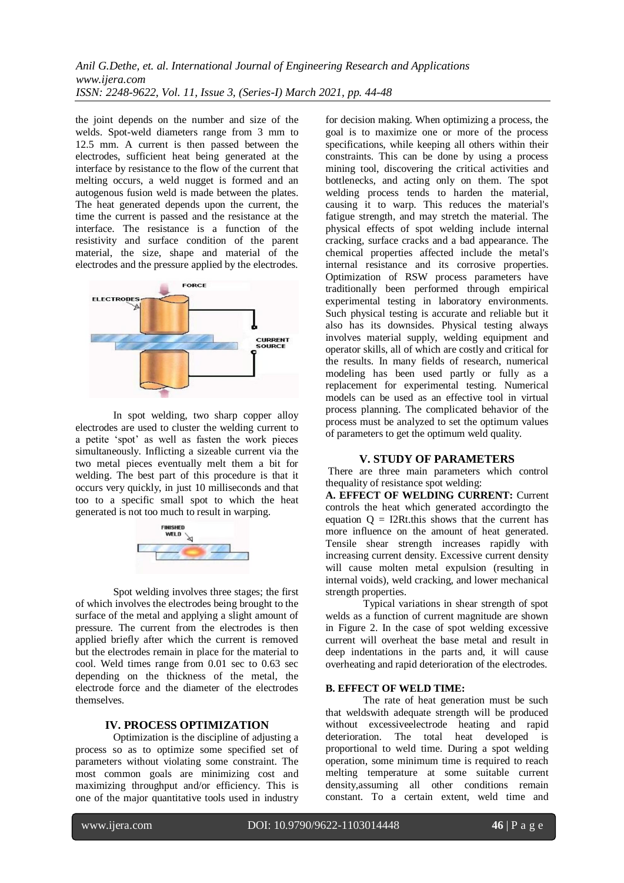the joint depends on the number and size of the welds. Spot-weld diameters range from 3 mm to 12.5 mm. A current is then passed between the electrodes, sufficient heat being generated at the interface by resistance to the flow of the current that melting occurs, a weld nugget is formed and an autogenous fusion weld is made between the plates. The heat generated depends upon the current, the time the current is passed and the resistance at the interface. The resistance is a function of the resistivity and surface condition of the parent material, the size, shape and material of the electrodes and the pressure applied by the electrodes.

In spot welding, two sharp copper alloy electrodes are used to cluster the welding current to a petite 'spot' as well as fasten the work pieces simultaneously. Inflicting a sizeable current via the two metal pieces eventually melt them a bit for welding. The best part of this procedure is that it occurs very quickly, in just 10 milliseconds and that too to a specific small spot to which the heat generated is not too much to result in warping.

Spot welding involves three stages; the first of which involves the electrodes being brought to the surface of the metal and applying a slight amount of pressure. The current from the electrodes is then applied briefly after which the current is removed but the electrodes remain in place for the material to cool. Weld times range from 0.01 sec to 0.63 sec depending on the thickness of the metal, the electrode force and the diameter of the electrodes themselves.

## IV. PROCESS OPTIMIZATION

Optimization is the discipline of adjusting a process so as to optimize some specified set of parameters without violating some constraint. The most common goals are minimizing cost and maximizing throughput and/or efficiency. This is one of the major quantitative tools used in industry for decision making. When optimizing a process, the goal is to maximize one or more of the process specifications, while keeping all others within their constraints. This can be done by using a process mining tool, discovering the critical activities and bottlenecks, and acting only on them. The spot welding process tends to harden the material, causing it to warp. This reduces the material's fatigue strength, and may stretch the material. The physical effects of spot welding include internal cracking, surface cracks and a bad appearance. The chemical properties affected include the metal's internal resistance and its corrosive properties. Optimization of RSW process parameters have traditionally been performed through empirical experimental testing in laboratory environments. Such physical testing is accurate and reliable but it also has its downsides. Physical testing always involves material supply, welding equipment and operator skills, all of which are costly and critical for the results. In many fields of research, numerical modeling has been used partly or fully as a replacement for experimental testing. Numerical models can be used as an effective tool in virtual process planning. The complicated behavior of the process must be analyzed to set the optimum values of parameters to get the optimum weld quality.

## V. STUDY OF PARAMETERS

There are three main parameters which control thequality of resistance spot welding:

**A. EFFECT OF WELDING CURRENT:** Current controls the heat which generated accordingto the equation $Q = I^2Rt$.this shows that the current has more influence on the amount of heat generated. Tensile shear strength increases rapidly with increasing current density. Excessive current density will cause molten metal expulsion (resulting in internal voids), weld cracking, and lower mechanical strength properties.

Typical variations in shear strength of spot welds as a function of current magnitude are shown in Figure 2. In the case of spot welding excessive current will overheat the base metal and result in deep indentations in the parts and, it will cause overheating and rapid deterioration of the electrodes.

**B. EFFECT OF WELD TIME:**

The rate of heat generation must be such that weldswith adequate strength will be produced without excessiveelectrode heating and rapid deterioration. The total heat developed is proportional to weld time. During a spot welding operation, some minimum time is required to reach melting temperature at some suitable current density,assuming all other conditions remain constant. To a certain extent, weld time and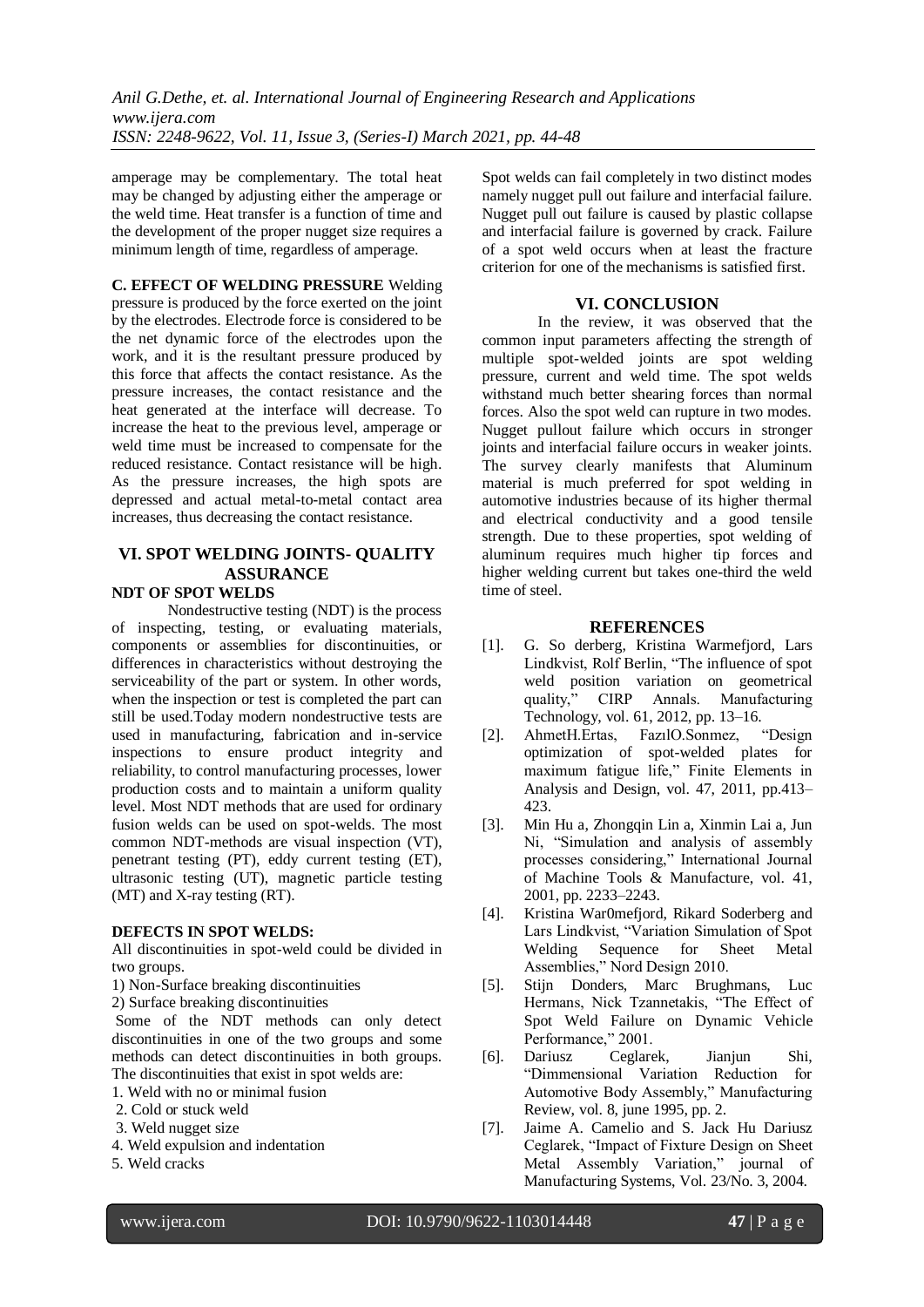amperage may be complementary. The total heat may be changed by adjusting either the amperage or the weld time. Heat transfer is a function of time and the development of the proper nugget size requires a minimum length of time, regardless of amperage.

**C. EFFECT OF WELDING PRESSURE** Welding pressure is produced by the force exerted on the joint by the electrodes. Electrode force is considered to be the net dynamic force of the electrodes upon the work, and it is the resultant pressure produced by this force that affects the contact resistance. As the pressure increases, the contact resistance and the heat generated at the interface will decrease. To increase the heat to the previous level, amperage or weld time must be increased to compensate for the reduced resistance. Contact resistance will be high. As the pressure increases, the high spots are depressed and actual metal-to-metal contact area increases, thus decreasing the contact resistance.

## VI. SPOT WELDING JOINTS- QUALITY ASSURANCE

### NDT OF SPOT WELDS

Nondestructive testing (NDT) is the process of inspecting, testing, or evaluating materials, components or assemblies for discontinuities, or differences in characteristics without destroying the serviceability of the part or system. In other words, when the inspection or test is completed the part can still be used.Today modern nondestructive tests are used in manufacturing, fabrication and in-service inspections to ensure product integrity and reliability, to control manufacturing processes, lower production costs and to maintain a uniform quality level. Most NDT methods that are used for ordinary fusion welds can be used on spot-welds. The most common NDT-methods are visual inspection (VT), penetrant testing (PT), eddy current testing (ET), ultrasonic testing (UT), magnetic particle testing (MT) and X-ray testing (RT).

### DEFECTS IN SPOT WELDS:

All discontinuities in spot-weld could be divided in two groups.

1) Non-Surface breaking discontinuities
2) Surface breaking discontinuities

Some of the NDT methods can only detect discontinuities in one of the two groups and some methods can detect discontinuities in both groups. The discontinuities that exist in spot welds are:

1. Weld with no or minimal fusion
2. Cold or stuck weld
3. Weld nugget size
4. Weld expulsion and indentation
5. Weld cracks

Spot welds can fail completely in two distinct modes namely nugget pull out failure and interfacial failure. Nugget pull out failure is caused by plastic collapse and interfacial failure is governed by crack. Failure of a spot weld occurs when at least the fracture criterion for one of the mechanisms is satisfied first.

## VI. CONCLUSION

In the review, it was observed that the common input parameters affecting the strength of multiple spot-welded joints are spot welding pressure, current and weld time. The spot welds withstand much better shearing forces than normal forces. Also the spot weld can rupture in two modes. Nugget pullout failure which occurs in stronger joints and interfacial failure occurs in weaker joints. The survey clearly manifests that Aluminum material is much preferred for spot welding in automotive industries because of its higher thermal and electrical conductivity and a good tensile strength. Due to these properties, spot welding of aluminum requires much higher tip forces and higher welding current but takes one-third the weld time of steel.

## REFERENCES

[1]. G. So derberg, Kristina Warmefjord, Lars Lindkvist, Rolf Berlin, "The influence of spot weld position variation on geometrical quality," CIRP Annals. Manufacturing Technology, vol. 61, 2012, pp. 13–16.

[2]. AhmetH.Ertas, FazılO.Sonmez, "Design optimization of spot-welded plates for maximum fatigue life," Finite Elements in Analysis and Design, vol. 47, 2011, pp.413–423.

[3]. Min Hu a, Zhongqin Lin a, Xinmin Lai a, Jun Ni, "Simulation and analysis of assembly processes considering," International Journal of Machine Tools & Manufacture, vol. 41, 2001, pp. 2233–2243.

[4]. Kristina War0mefjord, Rikard Soderberg and Lars Lindkvist, "Variation Simulation of Spot Welding Sequence for Sheet Metal Assemblies," Nord Design 2010.

[5]. Stijn Donders, Marc Brughmans, Luc Hermans, Nick Tzannetakis, "The Effect of Spot Weld Failure on Dynamic Vehicle Performance," 2001.

[6]. Dariusz Ceglarek, Jianjun Shi, "Dimmensional Variation Reduction for Automotive Body Assembly," Manufacturing Review, vol. 8, june 1995, pp. 2.

[7]. Jaime A. Camelio and S. Jack Hu Dariusz Ceglarek, "Impact of Fixture Design on Sheet Metal Assembly Variation," journal of Manufacturing Systems, Vol. 23/No. 3, 2004.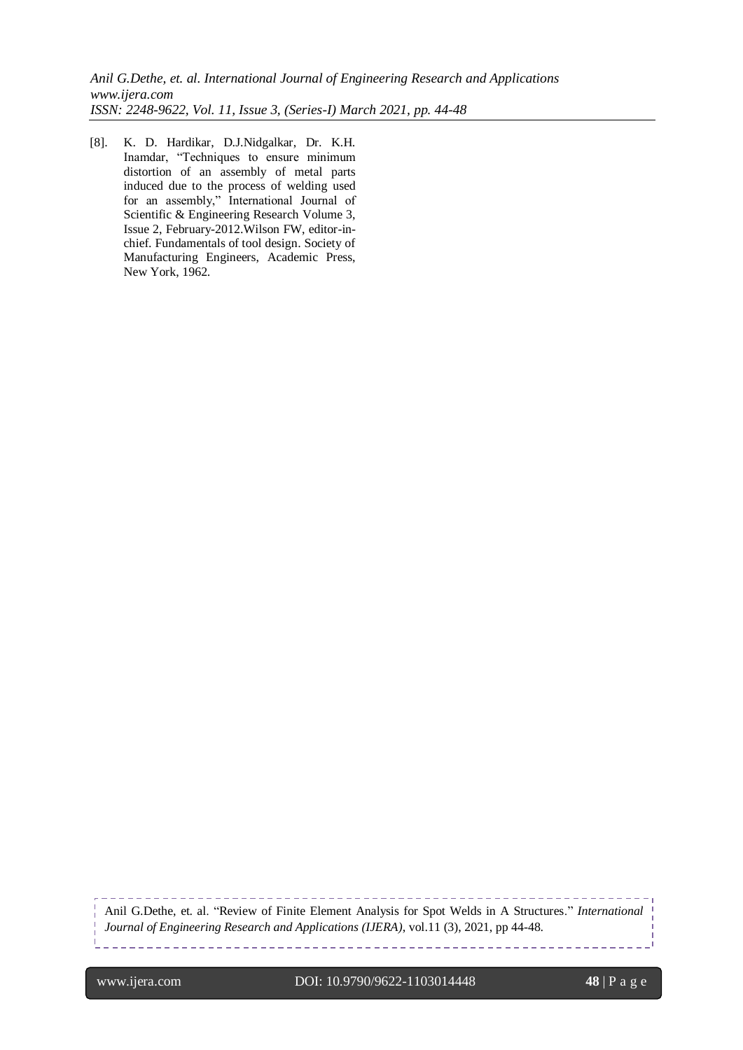[8]. K. D. Hardikar, D.J.Nidgalkar, Dr. K.H. Inamdar, "Techniques to ensure minimum distortion of an assembly of metal parts induced due to the process of welding used for an assembly," International Journal of Scientific & Engineering Research Volume 3, Issue 2, February-2012.Wilson FW, editor-in-chief. Fundamentals of tool design. Society of Manufacturing Engineers, Academic Press, New York, 1962.

Anil G.Dethe, et. al. "Review of Finite Element Analysis for Spot Welds in A Structures." *International Journal of Engineering Research and Applications (IJERA)*, vol.11 (3), 2021, pp 44-48.